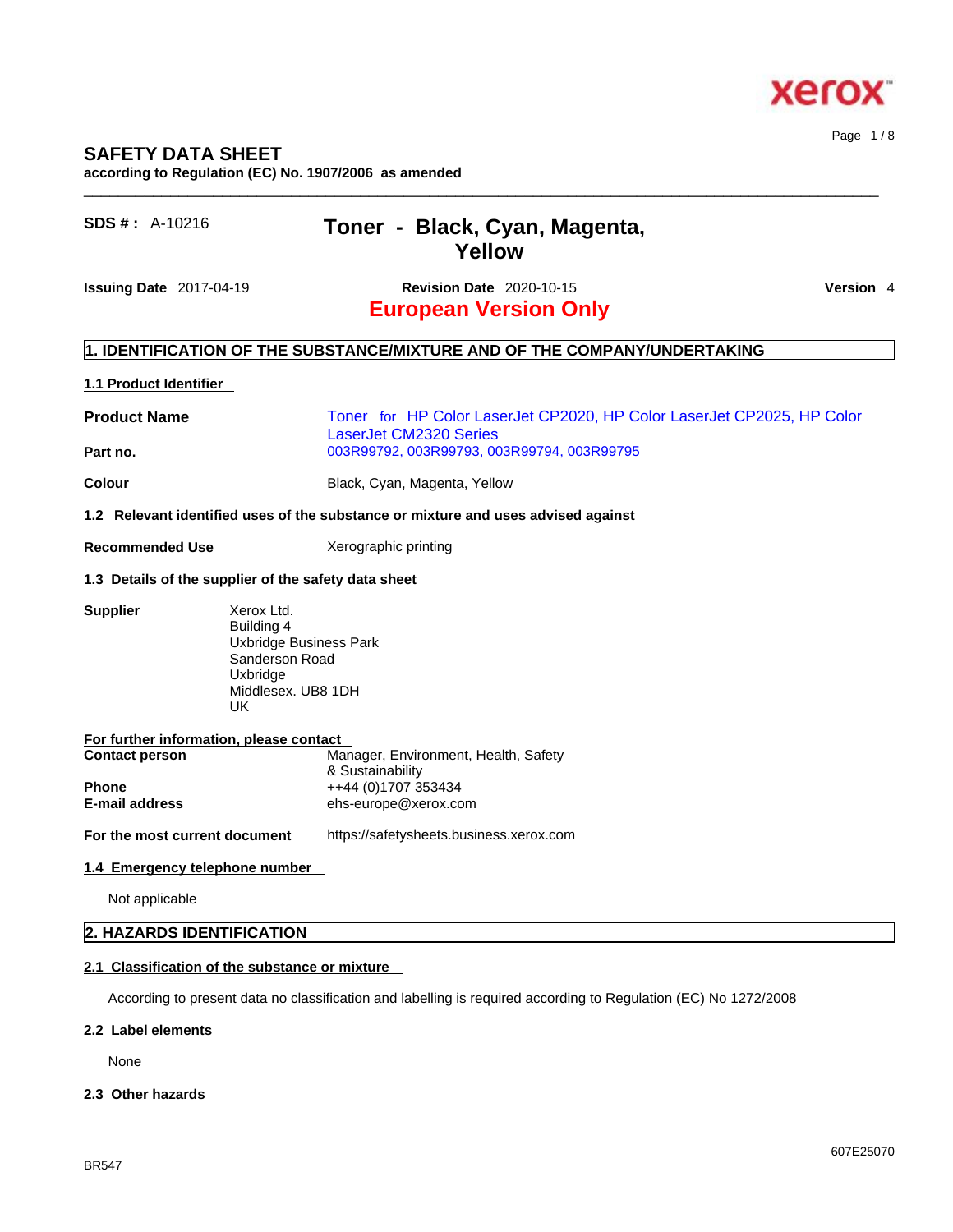# SAFETY DATA SHEET

**according to Regulation (EC) No. 1907/2006 as amended**

**SDS # :** A-10216

## Toner - Black, Cyan, Magenta, Yellow

**Issuing Date** 2017-04-19 **Revision Date** 2020-10-15 **Version** 4

**European Version Only**

## 1. IDENTIFICATION OF THE SUBSTANCE/MIXTURE AND OF THE COMPANY/UNDERTAKING

### 1.1 Product Identifier

**Product Name** Toner for HP Color LaserJet CP2020, HP Color LaserJet CP2025, HP Color LaserJet CM2320 Series

**Part no.** 003R99792, 003R99793, 003R99794, 003R99795

**Colour** Black, Cyan, Magenta, Yellow

### 1.2 Relevant identified uses of the substance or mixture and uses advised against

**Recommended Use** Xerographic printing

### 1.3 Details of the supplier of the safety data sheet

**Supplier**
Xerox Ltd.
Building 4
Uxbridge Business Park
Sanderson Road
Uxbridge
Middlesex. UB8 1DH
UK

**For further information, please contact**

**Contact person** Manager, Environment, Health, Safety & Sustainability

**Phone** ++44 (0)1707 353434

**E-mail address** ehs-europe@xerox.com

**For the most current document** https://safetysheets.business.xerox.com

### 1.4 Emergency telephone number

Not applicable

## 2. HAZARDS IDENTIFICATION

### 2.1 Classification of the substance or mixture

According to present data no classification and labelling is required according to Regulation (EC) No 1272/2008

### 2.2 Label elements

None

### 2.3 Other hazards

BR547

607E25070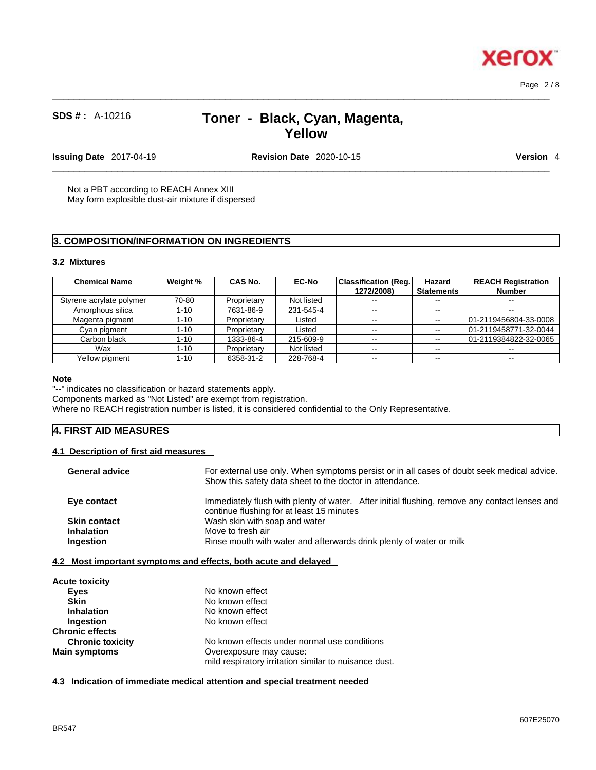Not a PBT according to REACH Annex XIII
May form explosible dust-air mixture if dispersed

## 3. COMPOSITION/INFORMATION ON INGREDIENTS

### 3.2 Mixtures

| Chemical Name | Weight % | CAS No. | EC-No | Classification (Reg. 1272/2008) | Hazard Statements | REACH Registration Number |
|---|---|---|---|---|---|---|
| Styrene acrylate polymer | 70-80 | Proprietary | Not listed | -- | -- | -- |
| Amorphous silica | 1-10 | 7631-86-9 | 231-545-4 | -- | -- | -- |
| Magenta pigment | 1-10 | Proprietary | Listed | -- | -- | 01-2119456804-33-0008 |
| Cyan pigment | 1-10 | Proprietary | Listed | -- | -- | 01-2119458771-32-0044 |
| Carbon black | 1-10 | 1333-86-4 | 215-609-9 | -- | -- | 01-2119384822-32-0065 |
| Wax | 1-10 | Proprietary | Not listed | -- | -- | -- |
| Yellow pigment | 1-10 | 6358-31-2 | 228-768-4 | -- | -- | -- |

**Note**

"--" indicates no classification or hazard statements apply.
Components marked as "Not Listed" are exempt from registration.
Where no REACH registration number is listed, it is considered confidential to the Only Representative.

## 4. FIRST AID MEASURES

### 4.1 Description of first aid measures

**General advice** For external use only. When symptoms persist or in all cases of doubt seek medical advice. Show this safety data sheet to the doctor in attendance.

**Eye contact** Immediately flush with plenty of water. After initial flushing, remove any contact lenses and continue flushing for at least 15 minutes

**Skin contact** Wash skin with soap and water

**Inhalation** Move to fresh air

**Ingestion** Rinse mouth with water and afterwards drink plenty of water or milk

### 4.2 Most important symptoms and effects, both acute and delayed

**Acute toxicity**

- **Eyes** No known effect
- **Skin** No known effect
- **Inhalation** No known effect
- **Ingestion** No known effect

**Chronic effects**

- **Chronic toxicity** No known effects under normal use conditions

**Main symptoms** Overexposure may cause:
mild respiratory irritation similar to nuisance dust.

### 4.3 Indication of immediate medical attention and special treatment needed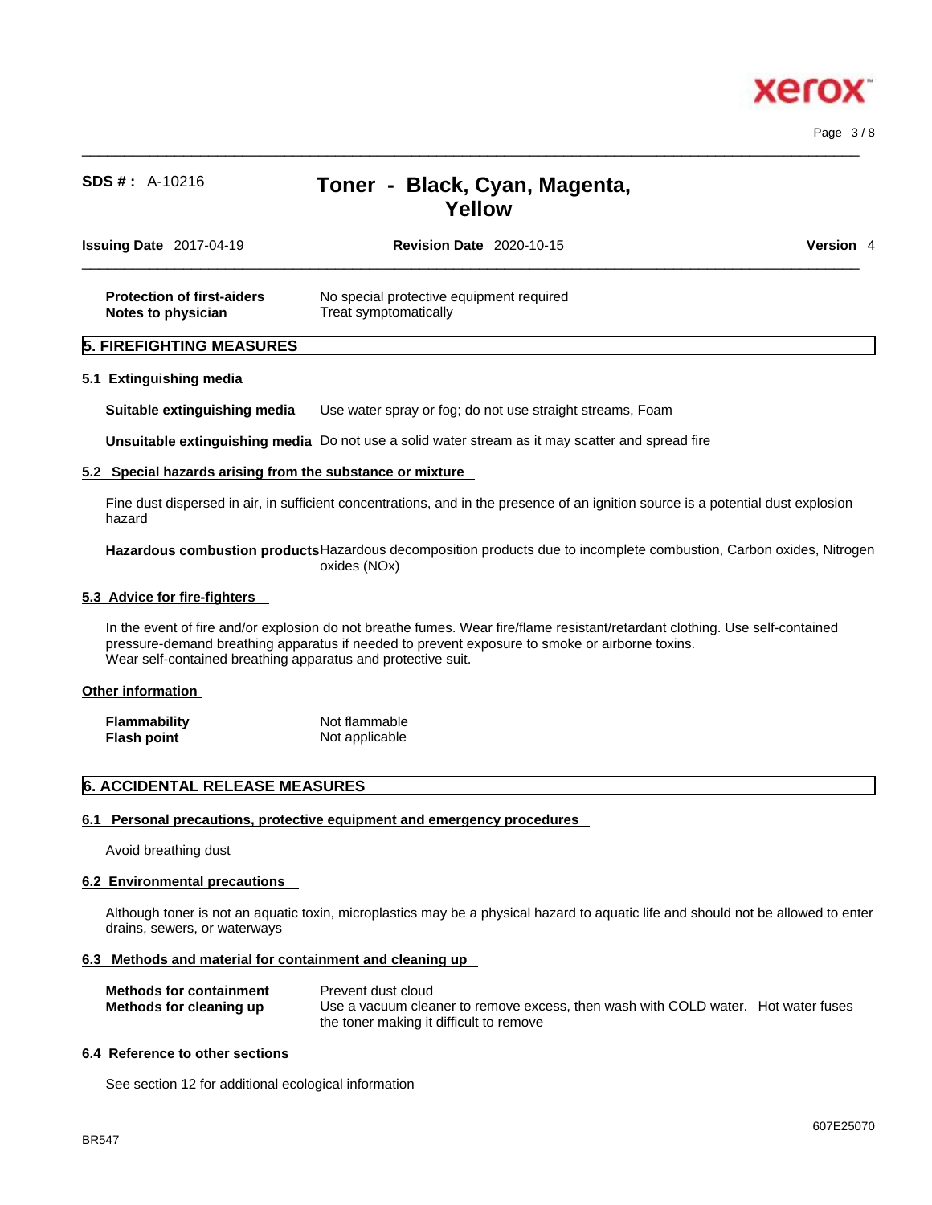| | |
|---|---|
| **Protection of first-aiders** | No special protective equipment required |
| **Notes to physician** | Treat symptomatically |

## 5. FIREFIGHTING MEASURES

### 5.1 Extinguishing media

**Suitable extinguishing media** Use water spray or fog; do not use straight streams, Foam

**Unsuitable extinguishing media** Do not use a solid water stream as it may scatter and spread fire

### 5.2 Special hazards arising from the substance or mixture

Fine dust dispersed in air, in sufficient concentrations, and in the presence of an ignition source is a potential dust explosion hazard

**Hazardous combustion products** Hazardous decomposition products due to incomplete combustion, Carbon oxides, Nitrogen oxides (NOx)

### 5.3 Advice for fire-fighters

In the event of fire and/or explosion do not breathe fumes. Wear fire/flame resistant/retardant clothing. Use self-contained pressure-demand breathing apparatus if needed to prevent exposure to smoke or airborne toxins.
Wear self-contained breathing apparatus and protective suit.

### Other information

| | |
|---|---|
| **Flammability** | Not flammable |
| **Flash point** | Not applicable |

## 6. ACCIDENTAL RELEASE MEASURES

### 6.1 Personal precautions, protective equipment and emergency procedures

Avoid breathing dust

### 6.2 Environmental precautions

Although toner is not an aquatic toxin, microplastics may be a physical hazard to aquatic life and should not be allowed to enter drains, sewers, or waterways

### 6.3 Methods and material for containment and cleaning up

| | |
|---|---|
| **Methods for containment** | Prevent dust cloud |
| **Methods for cleaning up** | Use a vacuum cleaner to remove excess, then wash with COLD water. Hot water fuses the toner making it difficult to remove |

### 6.4 Reference to other sections

See section 12 for additional ecological information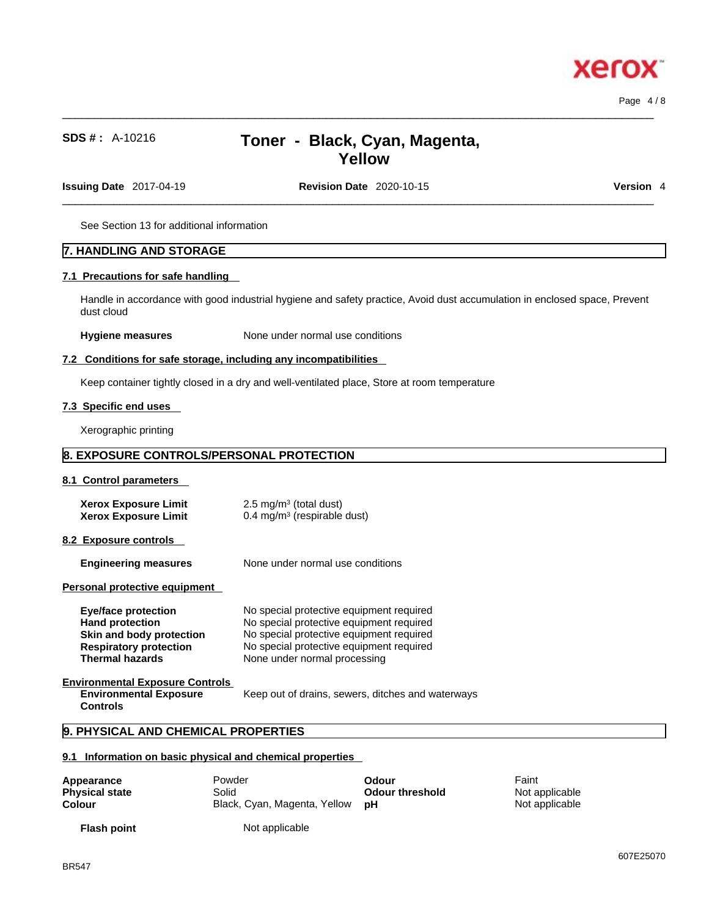See Section 13 for additional information

## 7. HANDLING AND STORAGE

### 7.1 Precautions for safe handling

Handle in accordance with good industrial hygiene and safety practice, Avoid dust accumulation in enclosed space, Prevent dust cloud

**Hygiene measures** None under normal use conditions

### 7.2 Conditions for safe storage, including any incompatibilities

Keep container tightly closed in a dry and well-ventilated place, Store at room temperature

### 7.3 Specific end uses

Xerographic printing

## 8. EXPOSURE CONTROLS/PERSONAL PROTECTION

### 8.1 Control parameters

| | |
|---|---|
| **Xerox Exposure Limit** | 2.5 mg/m³ (total dust) |
| **Xerox Exposure Limit** | 0.4 mg/m³ (respirable dust) |

### 8.2 Exposure controls

**Engineering measures** None under normal use conditions

**Personal protective equipment**

| | |
|---|---|
| **Eye/face protection** | No special protective equipment required |
| **Hand protection** | No special protective equipment required |
| **Skin and body protection** | No special protective equipment required |
| **Respiratory protection** | No special protective equipment required |
| **Thermal hazards** | None under normal processing |

**Environmental Exposure Controls**

**Environmental Exposure Controls** Keep out of drains, sewers, ditches and waterways

## 9. PHYSICAL AND CHEMICAL PROPERTIES

### 9.1 Information on basic physical and chemical properties

| | | | |
|---|---|---|---|
| **Appearance** | Powder | **Odour** | Faint |
| **Physical state** | Solid | **Odour threshold** | Not applicable |
| **Colour** | Black, Cyan, Magenta, Yellow | **pH** | Not applicable |

**Flash point** Not applicable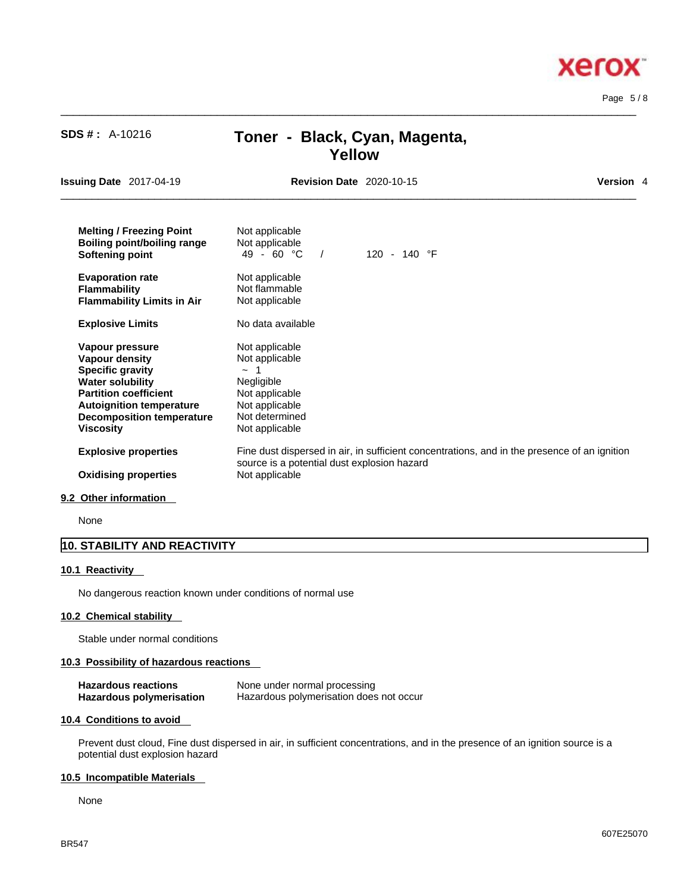| | |
|---|---|
| **Melting / Freezing Point** | Not applicable |
| **Boiling point/boiling range** | Not applicable |
| **Softening point** | 49 - 60 °C / 120 - 140 °F |
| **Evaporation rate** | Not applicable |
| **Flammability** | Not flammable |
| **Flammability Limits in Air** | Not applicable |
| **Explosive Limits** | No data available |
| **Vapour pressure** | Not applicable |
| **Vapour density** | Not applicable |
| **Specific gravity** | ~ 1 |
| **Water solubility** | Negligible |
| **Partition coefficient** | Not applicable |
| **Autoignition temperature** | Not applicable |
| **Decomposition temperature** | Not determined |
| **Viscosity** | Not applicable |
| **Explosive properties** | Fine dust dispersed in air, in sufficient concentrations, and in the presence of an ignition source is a potential dust explosion hazard |
| **Oxidising properties** | Not applicable |

### 9.2 Other information

None

## 10. STABILITY AND REACTIVITY

### 10.1 Reactivity

No dangerous reaction known under conditions of normal use

### 10.2 Chemical stability

Stable under normal conditions

### 10.3 Possibility of hazardous reactions

| | |
|---|---|
| **Hazardous reactions** | None under normal processing |
| **Hazardous polymerisation** | Hazardous polymerisation does not occur |

### 10.4 Conditions to avoid

Prevent dust cloud, Fine dust dispersed in air, in sufficient concentrations, and in the presence of an ignition source is a potential dust explosion hazard

### 10.5 Incompatible Materials

None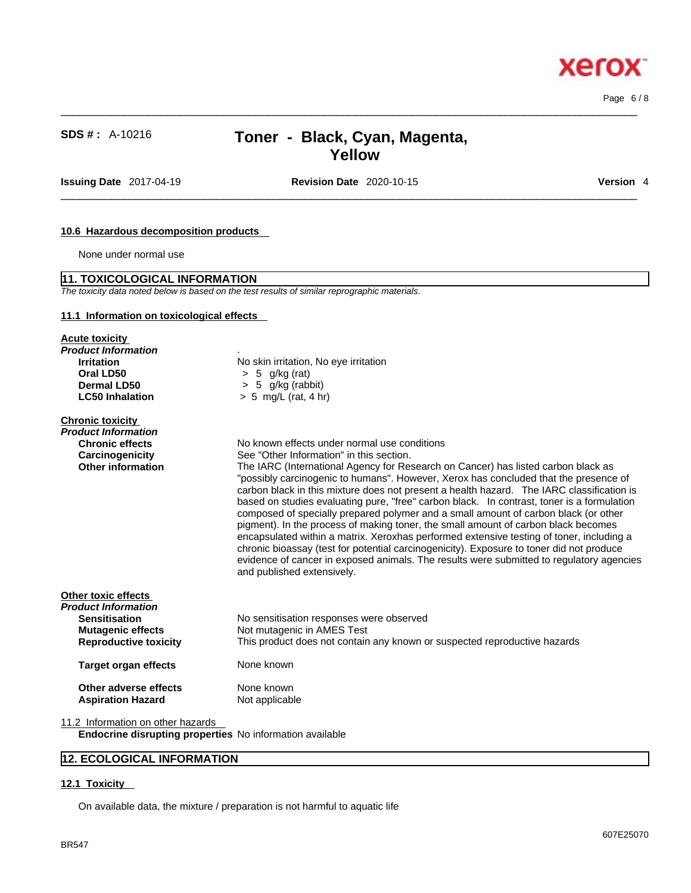#### 10.6 Hazardous decomposition products

None under normal use

## 11. TOXICOLOGICAL INFORMATION

*The toxicity data noted below is based on the test results of similar reprographic materials.*

### 11.1 Information on toxicological effects

**Acute toxicity**

***Product Information***

| | |
|---|---|
| **Irritation** | No skin irritation, No eye irritation |
| **Oral LD50** | > 5 g/kg (rat) |
| **Dermal LD50** | > 5 g/kg (rabbit) |
| **LC50 Inhalation** | > 5 mg/L (rat, 4 hr) |

**Chronic toxicity**

***Product Information***

| | |
|---|---|
| **Chronic effects** | No known effects under normal use conditions |
| **Carcinogenicity** | See "Other Information" in this section. |
| **Other information** | The IARC (International Agency for Research on Cancer) has listed carbon black as "possibly carcinogenic to humans". However, Xerox has concluded that the presence of carbon black in this mixture does not present a health hazard. The IARC classification is based on studies evaluating pure, "free" carbon black. In contrast, toner is a formulation composed of specially prepared polymer and a small amount of carbon black (or other pigment). In the process of making toner, the small amount of carbon black becomes encapsulated within a matrix. Xeroxhas performed extensive testing of toner, including a chronic bioassay (test for potential carcinogenicity). Exposure to toner did not produce evidence of cancer in exposed animals. The results were submitted to regulatory agencies and published extensively. |

**Other toxic effects**

***Product Information***

| | |
|---|---|
| **Sensitisation** | No sensitisation responses were observed |
| **Mutagenic effects** | Not mutagenic in AMES Test |
| **Reproductive toxicity** | This product does not contain any known or suspected reproductive hazards |
| **Target organ effects** | None known |
| **Other adverse effects** | None known |
| **Aspiration Hazard** | Not applicable |

11.2 Information on other hazards

**Endocrine disrupting properties** No information available

## 12. ECOLOGICAL INFORMATION

### 12.1 Toxicity

On available data, the mixture / preparation is not harmful to aquatic life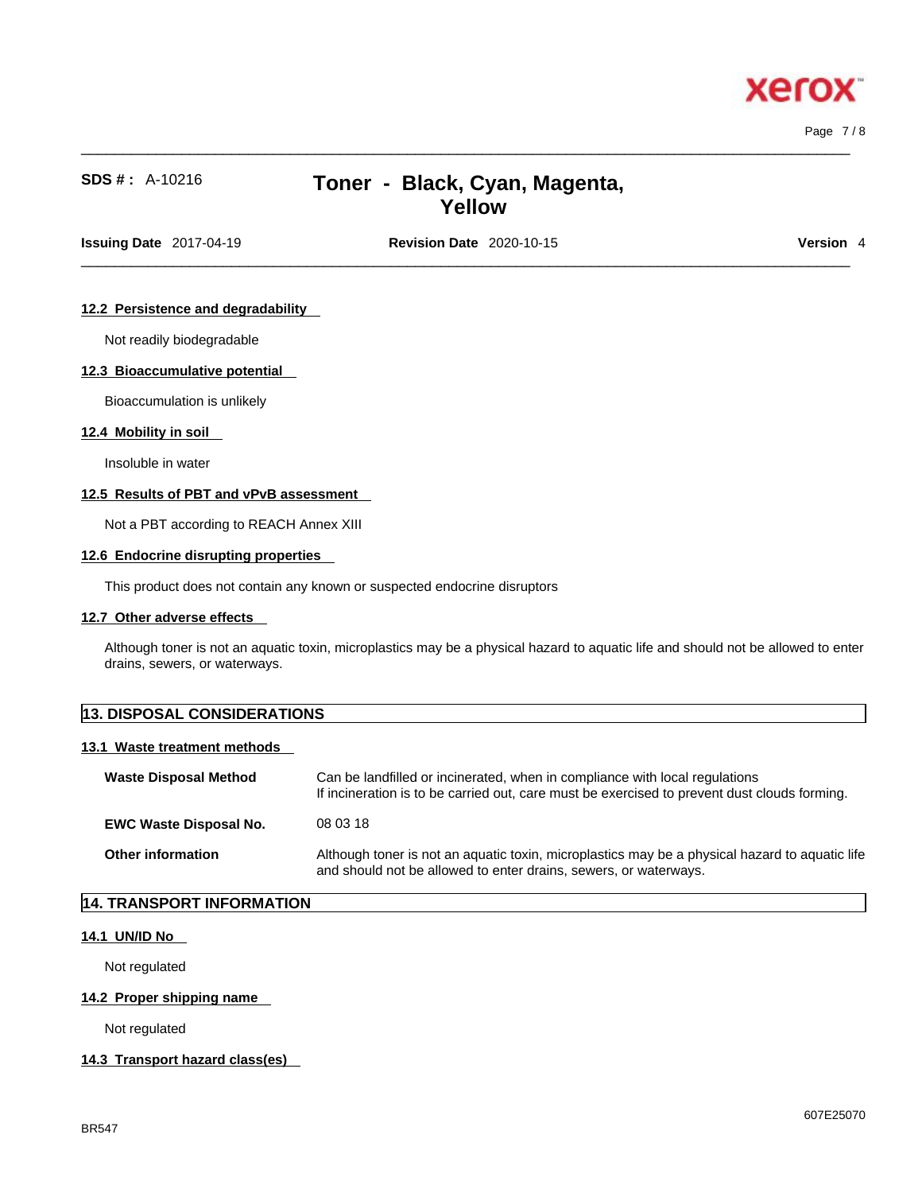#### 12.2 Persistence and degradability

Not readily biodegradable

#### 12.3 Bioaccumulative potential

Bioaccumulation is unlikely

#### 12.4 Mobility in soil

Insoluble in water

#### 12.5 Results of PBT and vPvB assessment

Not a PBT according to REACH Annex XIII

#### 12.6 Endocrine disrupting properties

This product does not contain any known or suspected endocrine disruptors

#### 12.7 Other adverse effects

Although toner is not an aquatic toxin, microplastics may be a physical hazard to aquatic life and should not be allowed to enter drains, sewers, or waterways.

## 13. DISPOSAL CONSIDERATIONS

#### 13.1 Waste treatment methods

| | |
|---|---|
| **Waste Disposal Method** | Can be landfilled or incinerated, when in compliance with local regulations<br>If incineration is to be carried out, care must be exercised to prevent dust clouds forming. |
| **EWC Waste Disposal No.** | 08 03 18 |
| **Other information** | Although toner is not an aquatic toxin, microplastics may be a physical hazard to aquatic life and should not be allowed to enter drains, sewers, or waterways. |

## 14. TRANSPORT INFORMATION

#### 14.1 UN/ID No

Not regulated

#### 14.2 Proper shipping name

Not regulated

#### 14.3 Transport hazard class(es)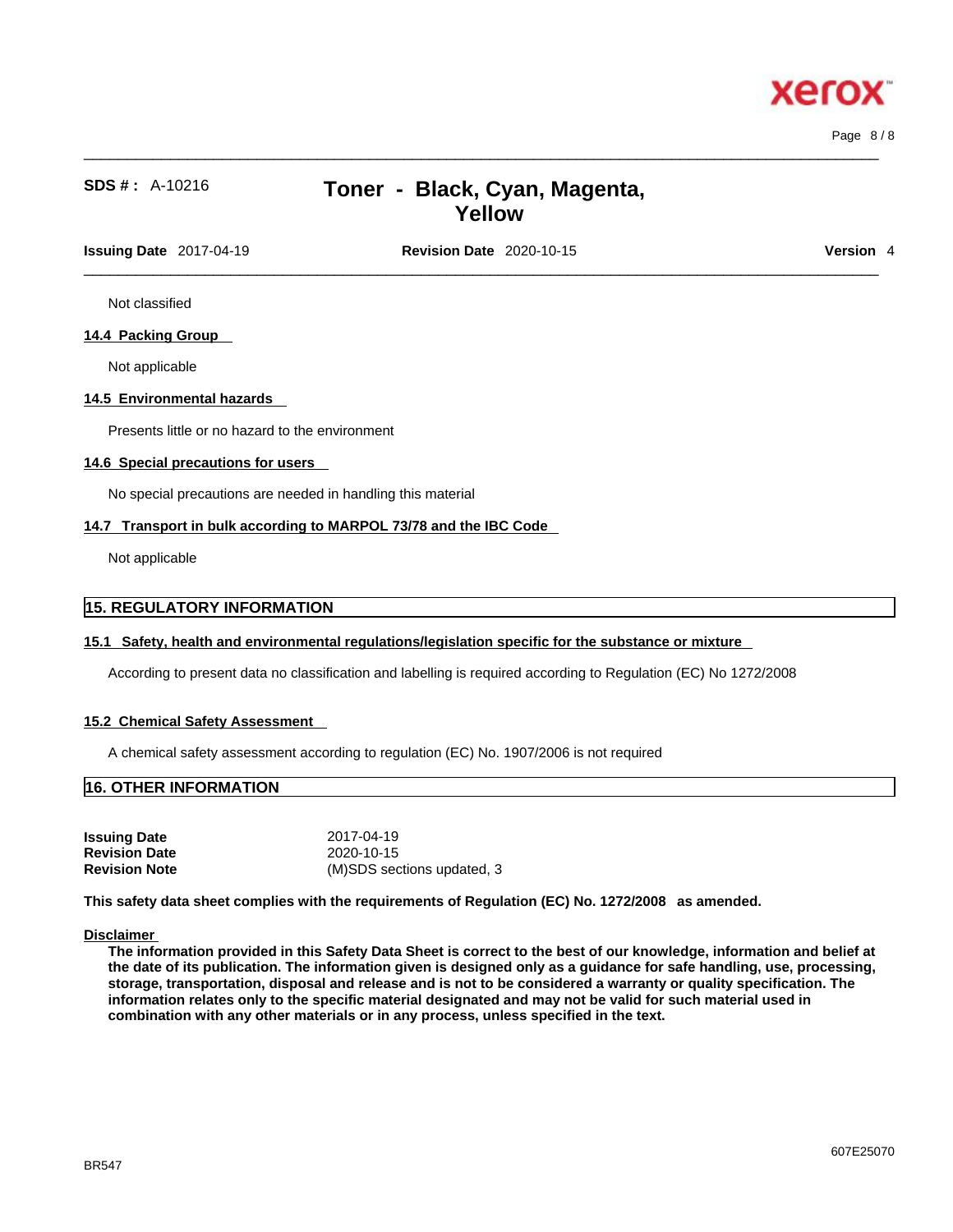Not classified

### 14.4 Packing Group

Not applicable

### 14.5 Environmental hazards

Presents little or no hazard to the environment

### 14.6 Special precautions for users

No special precautions are needed in handling this material

### 14.7 Transport in bulk according to MARPOL 73/78 and the IBC Code

Not applicable

## 15. REGULATORY INFORMATION

### 15.1 Safety, health and environmental regulations/legislation specific for the substance or mixture

According to present data no classification and labelling is required according to Regulation (EC) No 1272/2008

### 15.2 Chemical Safety Assessment

A chemical safety assessment according to regulation (EC) No. 1907/2006 is not required

## 16. OTHER INFORMATION

| | |
|---|---|
| **Issuing Date** | 2017-04-19 |
| **Revision Date** | 2020-10-15 |
| **Revision Note** | (M)SDS sections updated, 3 |

**This safety data sheet complies with the requirements of Regulation (EC) No. 1272/2008 as amended.**

**Disclaimer**

**The information provided in this Safety Data Sheet is correct to the best of our knowledge, information and belief at the date of its publication. The information given is designed only as a guidance for safe handling, use, processing, storage, transportation, disposal and release and is not to be considered a warranty or quality specification. The information relates only to the specific material designated and may not be valid for such material used in combination with any other materials or in any process, unless specified in the text.**